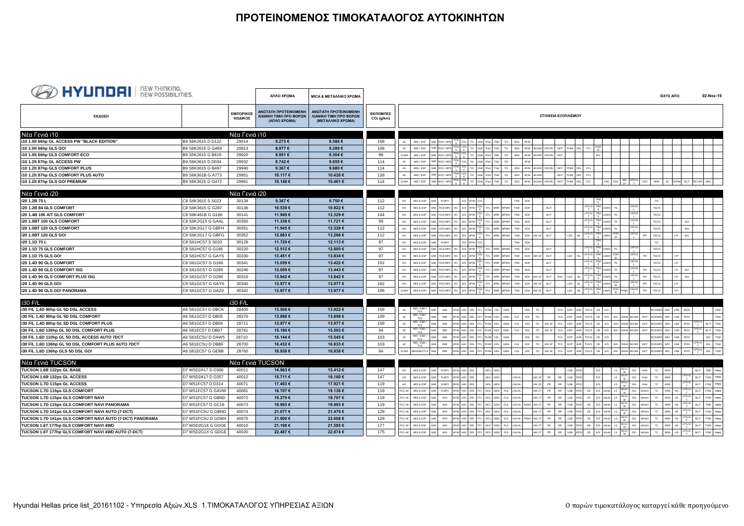# ΠΡΟΤΕΙΝΟΜΕΝΟΣ ΤΙΜΟΚΑΤΑΛΟΓΟΣ ΑΥΤΟΚΙΝΗΤΩΝ

HYUNDAI | NEW THINKING. NEW POSSIBILITIES.

ΙΣΧΥΣ ΑΠΟ: 02-Νοε-16

| ΕΚΔΟΣΗ | | ΕΜΠΟΡΙΚΟΣ ΚΩΔΙΚΟΣ | ΑΠΛΟ ΧΡΩΜΑ<br>ΑΝΩΤΑΤΗ ΠΡΟΤΕΙΝΟΜΕΝΗ ΛΙΑΝΙΚΗ ΤΙΜΗ ΠΡΟ ΦΟΡΩΝ (ΑΠΛΟ ΧΡΩΜΑ) | MICA & ΜΕΤΑΛΛΙΚΟ ΧΡΩΜΑ<br>ΑΝΩΤΑΤΗ ΠΡΟΤΕΙΝΟΜΕΝΗ ΛΙΑΝΙΚΗ ΤΙΜΗ ΠΡΟ ΦΟΡΩΝ (ΜΕΤΑΛΛΙΚΟ ΧΡΩΜΑ) | ΕΚΠΟΜΠΕΣ $CO_2$ (g/km) | ΣΤΟΙΧΕΙΑ ΕΞΟΠΛΙΣΜΟΥ |
|---|---|---|---|---|---|---|
| **Νέα Γενιά i10** | | **Νέα Γενιά i10** | | | | |
| i10 1.0lt 66hp GL ACCESS PW "BLACK EDITION" | B9 S6K2615 D D122 | 29914 | 8.273 € | 8.586 € | 108 | AC, ABS / ESP, 6AB, RCD / MP3, TPMS, COL, T/C, USB, IPod, TSW, T/S, SDH, 2P/W |
| i10 1.0lt 66hp GLS GO! | B9 S6K2615 G G469 | 29913 | 8.977 € | 9.289 € | 108 | AC, ABS / ESP, 6AB, RCD / MP3, TPMS, COL K, T/C, USB, IPod, TSW, T/S, SDH, 4P/W, BCH/M, CR/CRL, SKIT, PHIM, DRL, FFL, PGRW |
| i10 1.0lt 66hp GLS COMFORT ECO | B9 S5K2615 G B619 | 29920 | 8.991 € | 9.304 € | 98 | CLIMA, ABS / ESP, 6AB, RCD / MP3, TPMS, COL K, T/C, USB, IPod, TMK, T/S, SDH, 4P/W, BCH/M, CR/CRL, SKIT, ISG |
| i10 1.2lt 87hp GL ACCESS PW | B9 S6K3615 D D034 | 29932 | 8.742 € | 9.055 € | 114 | AC, ABS / ESP, 6AB, RCD / MP3, TPMS, COL, T/C, USB, IPod, TSW, T/S, 2P/W |
| i10 1.2lt 87hp GLS COMFORT PLUS | B9 S6K3615 G B497 | 29940 | 9.367 € | 9.680 € | 114 | AC, ABS / ESP, 6AB, RCD / MP3, TPMS, COL K, T/C, USB, IPod, TSW, T/S, SDH, 4P/W, BCH/M, CR/CRL, SKIT, PHIM, DRL, FFL |
| i10 1.2lt 87hp GLS COMFORT PLUS AUTO | B9 S6K361B G A773 | 29951 | 10.117 € | 10.428 € | 139 | AC, ABS / ESP, 6AB, RCD / MP3, TPMS, COL K, T/C, USB, IPod, TSW, T/S, SDH, 4P/W, BCH/M, SKIT, PHIM, DRL, FFL |
| i10 1.2lt 87hp GO! PREMIUM | B9 S6K3615 G G472 | 29961 | 10.148 € | 10.461 € | 114 | CLIMA, ABS / ESP, 6AB, RCD / MP3, TPMS, COL K, T/C, USB, IPod, TSW, T/S, SDH, 4P/W, BCH/M, CR/CRL, SKIT, PHIM, DRL, FFL, HAC, ESS, AW 14", LPS+G T, CRO, MIRR, BL, DSFW, BL/T, BR SPK, ARC |
| **Νέα Γενιά i20** | | **Νέα Γενιά i20** | | | | |
| i20 1.2B 75 L | C8 S6K3615 S S023 | 30134 | 9.367 € | 9.750 € | 112 | A/C, ABS & ESP, 6AB, R-MP3, E/S, 2P/W, COL, TSW, SDH, TPMS, T/S |
| i20 1.2B 84 GLS COMFORT | C8 S6K3615 G G287 | 30136 | 10.539 € | 10.922 € | 112 | A/C, ABS & ESP, 6AB, RCD-MP3, RC, E/S, 4P/W, COL K, FFL, MRR, MPMH, TSW, SDH, BL/T, LPS+G T, TPMS, LDWS, TG, CR/CRL, TSC/S |
| i20 1.4B 100 A/T GLS COMFORT | C8 S6K461B G G166 | 30141 | 11.949 € | 12.329 € | 144 | A/C, ABS & ESP, 6AB, RCD-MP3, RC, E/S, 4P/W, COL K, FFL, MRR, MPMH, TSW, SDH, BL/T, LPS+G T, TPMS, LDWS, TG, CR/CRL, TSC/S |
| i20 1.0BT 100 GLS COMFORT | C8 S6K2G15 G GAAL | 30350 | 11.338 € | 11.721 € | 99 | A/C, ABS & ESP, 6AB, RCD-MP3, RC, E/S, 4P/W, COL K, FFL, MRR, MPMH, TSW, SDH, BL/T, LPS+G T, TPMS, LDWS, TG, CR/CRL, TSC/S, ISG |
| i20 1.0BT 120 GLS COMFORT | C8 S6K2G17 G GBFH | 30351 | 11.945 € | 12.328 € | 112 | A/C, ABS & ESP, 6AB, RCD-MP3, RC, E/S, 4P/W, COL K, FFL, MRR, MPMH, TSW, SDH, BL/T, LPS+G T, TPMS, LDWS, TG, CR/CRL, TSC/S, ISG |
| i20 1.0BT 120 GLS GO! | C8 S6K2G17 G GBFG | 30352 | 12.883 € | 13.266 € | 112 | A/C, ABS & ESP, 6AB, RCD-MP3, RC, E/S, 4P/W, COL K, FFL, MRR, MPMH, TSW, SDH, AW 15", BL/T, -, LED, BL, LPS+G T, TPMS, LDWS, PGRW, CR/CRL, PR, TSC/S, V.P., ISG |
| i20 1.1D 75 L | C8 S61HC57 S S020 | 30129 | 11.729 € | 12.113 € | 97 | A/C, ABS & ESP, 6AB, R-MP3, E/S, 2P/W, COL, TSW, SDH, TPMS, T/S |
| i20 1.1D 75 GLS COMFORT | C8 S61HC57 G G166 | 30220 | 12.512 € | 12.895 € | 97 | A/C, ABS & ESP, 6AB, RCD-MP3, RC, E/S, 4P/W, COL K, FFL, MRR, MPMH, TSW, SDH, BL/T, LPS+G T, TPMS, LDWS, TG, CR/CRL, TSC/S |
| i20 1.1D 75 GLS GO! | C8 S61HC57 G GAYS | 30330 | 13.451 € | 13.834 € | 97 | A/C, ABS & ESP, 6AB, RCD-MP3, RC, E/S, 4P/W, COL K, FFL, MRR, MPMH, TSW, SDH, AW 15", BL/T, -, LED, BL, LPS+G T, TPMS, LDWS, PGRW, CR/CRL, PR, TSC/S, V.P. |
| i20 1.4D 90 GLS COMFORT | C8 S61GC57 G G166 | 30341 | 13.039 € | 13.422 € | 102 | A/C, ABS & ESP, 6AB, RCD-MP3, RC, E/S, 4P/W, COL K, FFL, MRR, MPMH, TSW, SDH, BL/T, LPS+G T, TPMS, LDWS, TG, CR/CRL, TSC/S, -, V.P. |
| i20 1.4D 90 GLS COMFORT ISG | C8 S61GC57 G G285 | 30240 | 13.059 € | 13.443 € | 97 | A/C, ABS & ESP, 6AB, RCD-MP3, RC, E/S, 4P/W, COL K, FFL, MRR, MPMH, TSW, SDH, BL/T, LPS+G T, TPMS, LDWS, TG, CR/CRL, PR, TSC/S, -, V.P., ISG |
| i20 1.4D 90 GLS COMFORT PLUS ISG | C8 S61GC57 G G286 | 30310 | 13.842 € | 13.842 € | 97 | A/C, ABS & ESP, 6AB, RCD-MP3, RC, E/S, 4P/W, COL K, FFL, MRR, MPMH, TSW, SDH, AW 15", BL/T, DOC, LED, BL, LPS+G T, TPMS, LDWS, TG, CR/CRL, PR, TSC/S, -, V.P., ISG |
| i20 1.4D 90 GLS GO! | C8 S61GC57 G GAYS | 30340 | 13.977 € | 13.977 € | 102 | A/C, ABS & ESP, 6AB, RCD-MP3, RC, E/S, 4P/W, COL K, FFL, MRR, MPMH, TSW, SDH, AW 15", BL/T, -, LED, BL, LPS+G T, TPMS, LDWS, PGRW, CR/CRL, PR, TSC/S, -, V.P. |
| i20 1.4D 90 GLS GO! PANORAMA | C8 S61GC57 G GAZ0 | 30342 | 13.977 € | 13.977 € | 106 | CLIMA, ABS & ESP, 6AB, RCD-MP3, RC, E/S, 4P/W, COL K, FFL, MRR, MPMH, TSW, SDH, AW 16", BL/T, -, LED, BL, LPS+G T, TPMS, LDWS, PGRW, PANO, CR/CRL, PR, TSC/S, -, V.P. |
| **i30 F/L** | | **i30 F/L** | | | | |
| i30 F/L 1,4D 90hp GL 5D DSL ACCESS | A6 S61GC57 D DBCK | 28400 | 13.508 € | 13.922 € | 109 | AC, ABS / EBD / TCS, 6AB, IMM, 2P/W, HAC, DRL, FFL, PHIM, CDL, GBSI, VDC, T/C, TCS, ESP, AHR, TSC/S, CB, E/S, RCD/MP3, ARC, USB, IPOD, TSW |
| i30 F/L 1,4D 90hp GL 5D DSL COMFORT | A6 S61GC57 D DB05 | 28270 | 13.898 € | 13.898 € | 109 | AC, ABS / EBD / TCS, 6AB, IMM, 4P/W, HAC, DRL, FFL, PHIM, KES, GBSI, FLE, VDC, T/C, TCS, ESP, AHR, TSC/S, CB, E/S, BIA, SDHB, BCHIM, SKIT, RCD/MP3, ARC, USB, IPOD, TSW |
| i30 F/L 1,4D 90hp GL 5D DSL COMFORT PLUS | A6 S61GC57 D DB04 | 28711 | 13.977 € | 13.977 € | 109 | AC, ABS / EBD / TCS, 6AB, IMM, 4P/W, HAC, DRL, FFL, PHIM, KES, GBSI, FLE, VDC, T/C, AW 15", TCS, ESP, AHR, TSC/S, CB, E/S, BIA, SDHB, BCHIM, SKIT, RCD/MP3, ARC, USB, IPOD, LPS+G T, BL/T, TSW |
| i30 F/L 1,6D 136hp GL 5D DSL COMFORT PLUS | A6 S61EC57 D DB07 | 28761 | 15.190 € | 15.593 € | 94 | AC, ABS / EBD / TCS, 6AB, IMM, 4P/W, HAC, DRL, FFL, PHIM, KES, GBSI, FLE, VDC, T/C, AW 15", TCS, ESP, AHR, TSC/S, CB, E/S, BIA, SDHB, BCHIM, SKIT, RCD/MP3, ARC, USB, IPOD, LPS+G T, BL/T, TSW |
| i30 F/L 1,6D 110hp GL 5D DSL ACCESS AUTO 7DCT | A6 S61EC5U D DAW5 | 28710 | 15.144 € | 15.545 € | 103 | AC, ABS / EBD / TCS, 6AB, IMM, 2P/W, HAC, DRL, FFL, PHIM, CDL, GBSI, VDC, T/C, TCS, ESP, AHR, TSC/S, CB, E/S, RCD/MP3, ARC, USB, IPOD, ISG, TSW |
| i30 F/L 1,6D 136hp GL 5D DSL COMFORT PLUS AUTO 7DCT | A6 S61EC5U D DBBF | 28700 | 16.432 € | 16.833 € | 103 | AC, ABS / EBD / TCS, 6AB, IMM, 4P/W, HAC, DRL, FFL, PHIM, KES, GBSI, FLE, VDC, T/C, AW 15", TCS, ESP, AHR, TSC/S, CB, E/S, BIA, SDHB, BCHIM, SKIT, RCD/MP3, ARC, USB, IPOD, LPS+G T, ISG, TSW |
| i30 F/L 1,6D 136hp GLS 5D DSL GO! | A6 S61EC57 G GEBB | 28760 | 16.938 € | 16.938 € | 94 | CLIMA, ABS/EBD/TCS, 6AB, IMM, 4P/W, HAC, DRL, FFL, PHIM, KES, GBSI, FLE, VDC, T/C, AW 16", TCS, ESP, AHR, TSC/S, CB, E/S, BIA, SDHB, BCHIM, SKIT, RCD/MP3, ARC, USB, IPOD, LPS+G T, ISG, TSW |
| **Νέα Γενιά TUCSON** | | **Νέα Γενιά TUCSON** | | | | |
| TUCSON 1.6B 132ps GL BASE | D7 W5D2A17 D D300 | 40011 | 14.963 € | 15.412 € | 147 | A/C, ABS & ESP, 6AB, R-MP3, 4P/W, HAC, DRL, KES, GBSI, USB, IPOD, E/S, LS, BCH/M, ISG, PHM, TC, ARM, BL/T, TMK, TPMS |
| TUCSON 1.6B 132ps GL ACCESS | D7 W5D2A17 D D357 | 40012 | 15.711 € | 16.160 € | 147 | A/C, ABS & ESP, 6AB, R-MP3, 4P/W, HAC, DRL, KES, GBSI, CR/CRL, AW 16", PR, RR, USB, IPOD, E/S, LS, BCH/M, ISG, PHM, TC, ARM, LPS+G T, BL/T, FSW, TPMS |
| TUCSON 1.7D 115ps GL ACCESS | D7 W51FC57 D D314 | 40071 | 17.493 € | 17.921 € | 119 | A/C, ABS & ESP, 6AB, R-MP3, 4P/W, HAC, DRL, KES, GBSI, CR/CRL, AW 16", PR, RR, USB, IPOD, E/S, LS, BCH/M, ISG, PHM, TC, ARM, LPS+G T, BL/T, FSW, TPMS |
| TUCSON 1.7D 115ps GLS COMFORT | D7 W51FC57 G GAVW | 40081 | 18.707 € | 19.136 € | 119 | PCC-AC, ABS & ESP, 6AB, R-MP3, 4P/W, HAC, DRL, FFL, KES, GBSI, FLE, CR/CRL, AW 17", PR, RR, USB, IPOD, CB, E/S, SDHB, LS, BCH/M, ISG, MPM/H, TC, ARM, HS, LPS+G T, BL/T, FSW, TPMS |
| TUCSON 1.7D 115ps GLS COMFORT NAVI | D7 W51FC57 G GBND | 40072 | 19.279 € | 19.707 € | 119 | PCC-AC, ABS & ESP, 6AB, AVN, 4P/W, HAC, DRL, FFL, KES, GBSI, FLE, CR/CRL, AW 17", PR, RR, USB, IPOD, CB, E/S, SDHB, LS, BCH/M, ISG, MPM/H, TC, ARM, HS, LPS+G T, BL/T, FSW, TPMS |
| TUCSON 1.7D 115ps GLS COMFORT NAVI PANORAMA | D7 W51FC57 G GC19 | 40073 | 19.993 € | 19.993 € | 119 | PCC-AC, ABS & ESP, 6AB, AVN, 4P/W, HAC, DRL, FFL, KES, GBSI, FLE, CR/CRL, PANO, AW 17", PR, RR, USB, IPOD, CB, E/S, SDHB, LS, BCH/M, ISG, MPM/H, TC, ARM, HS, LPS+G T, BL/T, TMK, TPMS |
| TUCSON 1.7D 141ps GLS COMFORT NAVI AUTO (7-DCT) | D7 W51FC5U G GBND | 40074 | 21.077 € | 21.476 € | 129 | PCC-AC, ABS & ESP, 6AB, AVN, 4P/W, HAC, DRL, FFL, KES, GBSI, FLE, CR/CRL, AW 17", PR, RR, USB, IPOD, CB, E/S, SDHB, LS, BCH/M, ISG, MPM/H, TC, ARM, HS, LPS+G T, BL/T, FSW, TPMS |
| TUCSON 1.7D 141ps GLS COMFORT NAVI AUTO (7-DCT) PANORAMA | D7 W51FC5U G GDMX | 40075 | 21.609 € | 22.008 € | 129 | PCC-AC, ABS & ESP, 6AB, AVN, 4P/W, HAC, DRL, FFL, KES, GBSI, FLE, CR/CRL, PANO, AW 17", PR, RR, USB, IPOD, CB, E/S, SDHB, LS, BCH/M, ISG, MPM/H, TC, ARM, HS, LPS+G T, BL/T, FSW, TPMS |
| TUCSON 1.6T 177hp GLS COMFORT NAVI 4WD | D7 W5D2G18 G GDGE | 40010 | 21.198 € | 21.585 € | 177 | PCC-AC, ABS & ESP, 6AB, AVN, 4P/W, HAC, DRL, FFL, KES, GBSI, FLE, CR/CRL, AW 17", PR, RR, USB, IPOD, CB, E/S, SDHB, LS, BCH/M, ISG, MPM/H, TC, ARM, HS, LPS+G T, BL/T, FSW, TPMS |
| TUCSON 1.6T 177hp GLS COMFORT NAVI 4WD AUTO (7-DCT) | D7 W5D2G1X G GDGE | 40020 | 22.487 € | 22.874 € | 175 | PCC-AC, ABS & ESP, 6AB, AVN, 4P/W, HAC, DRL, FFL, KES, GBSI, FLE, CR/CRL, AW 17", PR, RR, USB, IPOD, CB, E/S, SDHB, LS, BCH/M, ISG, MPM/H, TC, ARM, HS, LPS+G T, BL/T, FSW, TPMS |

Hyundai Hellas price list_20161102 - Υπηρεσία Αξιών.XLS 1.ΤΙΜΟΚΑΤΑΛΟΓΟΣ ΥΠΗΡΕΣΙΑΣ ΑΞΙΩΝ

Ο παρών τιμοκατάλογος καταργεί κάθε προηγούμενο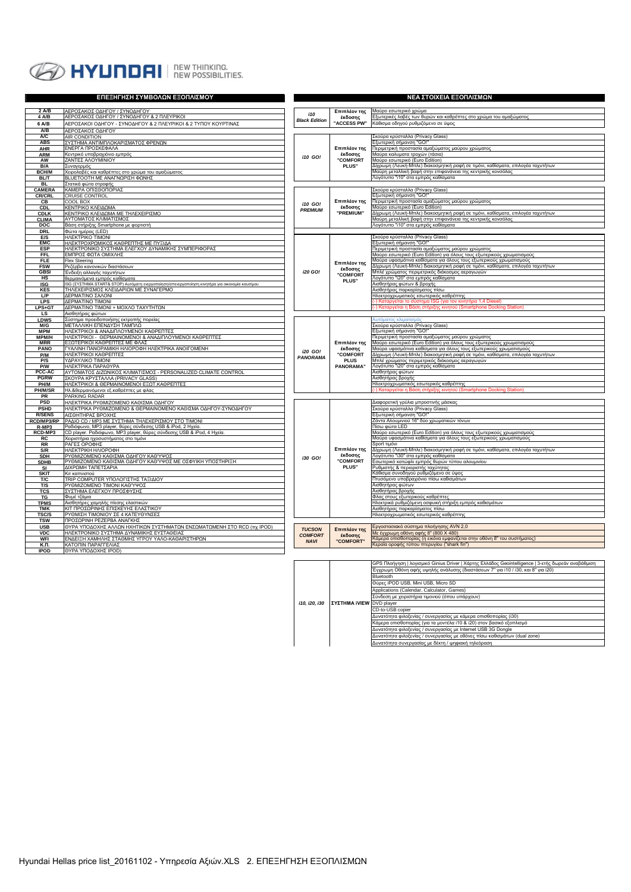HYUNDAI | NEW THINKING. NEW POSSIBILITIES.

## ΕΠΕΞΗΓΗΣΗ ΣΥΜΒΟΛΩΝ ΕΞΟΠΛΙΣΜΟΥ

| Σύμβολο | Επεξήγηση |
|---|---|
| 2 A/B | ΑΕΡΟΣΑΚΟΣ ΟΔΗΓΟΥ / ΣΥΝΟΔΗΓΟΥ |
| 4 A/B | ΑΕΡΟΣΑΚΟΣ ΟΔΗΓΟΥ / ΣΥΝΟΔΗΓΟΥ & 2 ΠΛΕΥΡΙΚΟΙ |
| 6 A/B | ΑΕΡΟΣΑΚΟΙ ΟΔΗΓΟΥ - ΣΥΝΟΔΗΓΟΥ & 2 ΠΛΕΥΡΙΚΟΙ & 2 ΤΥΠΟΥ ΚΟΥΡΤΙΝΑΣ |
| A/B | ΑΕΡΟΣΑΚΟΣ ΟΔΗΓΟΥ |
| A/C | AIR CONDITION |
| ABS | ΣΥΣΤΗΜΑ ΑΝΤΙΜΠΛΟΚΑΡΙΣΜΑΤΟΣ ΦΡΕΝΩΝ |
| AHR | ΕΝΕΡΓΑ ΠΡΟΣΚΕΦΑΛΑ |
| ARM | Κεντρικό υποβραχιόνιο εμπρός |
| AW | ΖΑΝΤΕΣ ΑΛΟΥΜΙΝΙΟΥ |
| B/A | Συναγερμός |
| BCH/M | Χειρολαβές και καθρέπτες στο χρώμα του αμαξώματος |
| BL/T | BLUETOOTH ΜΕ ΑΝΑΓΝΩΡΙΣΗ ΦΩΝΗΣ |
| BL | Στατικά φώτα στροφής |
| CAMERA | ΚΑΜΕΡΑ ΟΠΙΣΘΟΠΟΡΙΑΣ |
| CR/CRL | CRUISE CONTROL |
| CB | COOL BOX |
| CDL | ΚΕΝΤΡΙΚΟ ΚΛΕΙΔΩΜΑ |
| CDLK | ΚΕΝΤΡΙΚΟ ΚΛΕΙΔΩΜΑ ΜΕ ΤΗΛΕΧΕΙΡΙΣΜΟ |
| CLIMA | ΑΥΤΟΜΑΤΟΣ ΚΛΙΜΑΤΙΣΜΟΣ |
| DOC | Βάση στήριξης Smartphone με φορτιστή |
| DRL | Φώτα ημέρας (LED) |
| E/S | ΗΛΕΚΤΡΙΚΟ ΤΙΜΟΝΙ |
| EMC | ΗΛΕΚΤΡΟΧΡΩΜΙΚΟΣ ΚΑΘΡΕΠΤΗΣ ΜΕ ΠΥΞΙΔΑ |
| ESP | ΗΛΕΚΤΡΟΝΙΚΟ ΣΥΣΤΗΜΑ ΕΛΕΓΧΟΥ ΔΥΝΑΜΙΚΗΣ ΣΥΜΠΕΡΙΦΟΡΑΣ |
| FFL | ΕΜΠΡΟΣ ΦΩΤΑ ΟΜΙΧΛΗΣ |
| FLE | Flex Steering |
| FSW | Ρεζέρβα κανονικών διαστάσεων |
| GBSI | Ένδειξη αλλαγής ταχυτήτων |
| HS | Θερμαινόμενα εμπρός καθίσματα |
| ISG | ISG (ΣΥΣΤΗΜΑ START& STOP) Αυτόματη ενεργοποίηση/απενεργοποίηση κινητήρα για οικονομία καυσίμου |
| KES | ΤΗΛΕΧΕΙΡΙΣΜΟΣ ΚΛΕΙΔΑΡΙΩΝ ΜΕ ΣΥΝΑΓΕΡΜΟ |
| L/P | ΔΕΡΜΑΤΙΝΟ ΣΑΛΟΝΙ |
| LPS | ΔΕΡΜΑΤΙΝΟ ΤΙΜΟΝΙ |
| LPS+GT | ΔΕΡΜΑΤΙΝΟ ΤΙΜΟΝΙ + ΜΟΧΛΟ ΤΑΧΥΤΗΤΩΝ |
| LS | Αισθητήρας φώτων |
| LDWS | Σύστημα προειδοποίησης εκτροπής πορείας |
| M/G | ΜΕΤΑΛΛΙΚΗ ΕΠΕΝΔΥΣΗ ΤΑΜΠΛΩ |
| MPM | ΗΛΕΚΤΡΙΚΟΙ & ΑΝΑΔΙΠΛΟΥΜΕΝΟΙ ΚΑΘΡΕΠΤΕΣ |
| MPM/H | ΗΛΕΚΤΡΙΚΟΙ - ΘΕΡΜΑΙΝΟΜΕΝΟΙ & ΑΝΑΔΙΠΛΟΥΜΕΝΟΙ ΚΑΘΡΕΠΤΕΣ |
| MRR | ΕΞΩΤΕΡΙΚΟΙ ΚΑΘΡΕΠΤΕΣ ΜΕ ΦΛΑΣ |
| PANO | ΓΥΑΛΙΝΗ ΠΑΝΟΡΑΜΙΚΗ ΗΛΙΟΡΟΦΗ ΗΛΕΚΤΡΙΚΑ ΑΝΟΙΓΟΜΕΝΗ |
| P/M | ΗΛΕΚΤΡΙΚΟΙ ΚΑΘΡΕΠΤΕΣ |
| P/S | ΥΔΡΑΥΛΙΚΟ ΤΙΜΟΝΙ |
| P/W | ΗΛΕΚΤΡΙΚΑ ΠΑΡΑΘΥΡΑ |
| PCC-AC | ΑΥΤΟΜΑΤΟΣ ΔΙΖΩΝΙΚΟΣ ΚΛΙΜΑΤΙΣΜΟΣ - PERSONALIZED CLIMATE CONTROL |
| PGRW | ΣΚΟΥΡΑ ΚΡΥΣΤΑΛΛΑ (PRIVACY GLASS) |
| PH/M | ΗΛΕΚΤΡΙΚΟΙ & ΘΕΡΜΑΙΝΟΜΕΝΟΙ ΕΞΩΤ.ΚΑΘΡΕΠΤΕΣ |
| PH/M/SR | Ηλ.&θερμαινόμενοι εξ.καθρέπτες με φλας |
| PR | PARKING RADAR |
| PSD | ΗΛΕΚΤΡΙΚΑ ΡΥΘΜΙΖΟΜΕΝΟ ΚΑΘΙΣΜΑ ΟΔΗΓΟΥ |
| PSHD | ΗΛΕΚΤΡΙΚΑ ΡΥΘΜΙΖΟΜΕΝΟ & ΘΕΡΜΑΙΝΟΜΕΝΟ ΚΑΘΙΣΜΑ ΟΔΗΓΟΥ-ΣΥΝΟΔΗΓΟΥ |
| R/SENS | ΑΙΣΘΗΤΗΡΑΣ ΒΡΟΧΗΣ |
| RCD/MP3/RP | ΡΑΔΙΟ CD / MP3 ΜΕ ΣΥΣΤΗΜΑ ΤΗΛΕΧΕΙΡΙΣΜΟΥ ΣΤΟ ΤΙΜΟΝΙ |
| R-MP3 | Ραδιόφωνο, MP3 player, θύρες σύνδεσης USB & iPod, 2 Ηχεία. |
| RCD-MP3 | CD player. Ραδιόφωνο, MP3 player, θύρες σύνδεσης USB & iPod, 4 Ηχεία. |
| RC | Χειριστήρια ηχοσυστήματος στο τιμόνι |
| RR | ΡΑΓΕΣ ΟΡΟΦΗΣ |
| S/R | ΗΛΕΚΤΡΙΚΗ ΗΛΙΟΡΟΦΗ |
| SDH | ΡΥΘΜΙΖΟΜΕΝΟ ΚΑΘΙΣΜΑ ΟΔΗΓΟΥ ΚΑΘ'ΥΨΟΣ |
| SDHB | ΡΥΘΜΙΖΟΜΕΝΟ ΚΑΘΙΣΜΑ ΟΔΗΓΟΥ ΚΑΘ'ΥΨΟΣ ΜΕ ΟΣΦΥΙΚΗ ΥΠΟΣΤΗΡΙΞΗ |
| SI | ΔΙΧΡΩΜΗ ΤΑΠΕΤΣΑΡΙΑ |
| SKIT | Κιτ καπνιστού |
| T/C | TRIP COMPUTER ΥΠΟΛΟΓΙΣΤΗΣ ΤΑΞΙΔΙΟΥ |
| T/S | ΡΥΘΜΙΖΟΜΕΝΟ ΤΙΜΟΝΙ ΚΑΘ'ΥΨΟΣ |
| TCS | ΣΥΣΤΗΜΑ ΕΛΕΓΧΟΥ ΠΡΟΣΦΥΣΗΣ |
| TG | Φιμέ τζάμια |
| TPMS | Αισθητήρες χαμηλής πίεσης ελαστικών |
| TMK | ΚΙΤ ΠΡΟΣΩΡΙΝΗΣ ΕΠΙΣΚΕΥΗΣ ΕΛΑΣΤΙΚΟΥ |
| TSC/S | ΡΥΘΜΙΣΗ ΤΙΜΟΝΙΟΥ ΣΕ 4 ΚΑΤΕΥΘΥΝΣΕΣ |
| TSW | ΠΡΟΣΩΡΙΝΗ ΡΕΖΕΡΒΑ ΑΝΑΓΚΗΣ |
| USB | ΘΥΡΑ ΥΠΟΔΟΧΗΣ ΑΛΛΩΝ ΗΧΗΤΙΚΩΝ ΣΥΣΤΗΜΑΤΩΝ ΕΝΣΩΜΑΤΩΜΕΝΗ ΣΤΟ RCD (πχ IPOD) |
| VDC | ΗΛΕΚΤΡΟΝΙΚΟ ΣΥΣΤΗΜΑ ΔΥΝΑΜΙΚΗΣ ΕΥΣΤΑΘΕΙΑΣ |
| WFI | ΕΝΔΕΙΞΗ ΧΑΜΗΛΗΣ ΣΤΑΘΜΗΣ ΥΓΡΟΥ ΥΑΛΟ-ΚΑΘΑΡΙΣΤΗΡΩΝ |
| Κ.Π. | ΚΑΤΟΠΙΝ ΠΑΡΑΓΓΕΛΙΑΣ |
| IPOD | ΘΥΡΑ ΥΠΟΔΟΧΗΣ IPOD) |

## ΝΕΑ ΣΤΟΙΧΕΙΑ ΕΞΟΠΛΙΣΜΩΝ

| Μοντέλο | Έκδοση | Στοιχεία εξοπλισμού |
|---|---|---|
| i10 Black Edition | Επιπλέον της έκδοσης "ACCESS PW" | Μαύρο εσωτερικό χρώμα |
| | | Εξωτερικές λαβές των θυρών και καθρέπτες στο χρώμα του αμαξώματος |
| | | Κάθισμα οδηγού ρυθμιζόμενο σε ύψος |
| i10 GO! | Επιπλέον της έκδοσης "COMFORT PLUS" | Σκούρα κρύσταλλα (Privacy Glass) |
| | | Εξωτερική σήμανση "GO!" |
| | | Περιμετρική προστασία αμαξώματος μαύρου χρώματος |
| | | Μαύρα καλύματα τροχών (τάσια) |
| | | Μαύρο εσωτερικό (Euro Edition) |
| | | Δίχρωμη (Λευκή-Μπλε) διακοσμητική ραφή σε τιμόνι, καθίσματα, επιλογέα ταχυτήτων |
| | | Μαύρη μεταλλική βαφή στην επιφανάνεια της κεντρικής κονσόλας |
| | | Λογότυπο "i10" στα εμπρός καθίσματα |
| i10 GO! PREMIUM | Επιπλέον της έκδοσης "PREMIUM" | Σκούρα κρύσταλλα (Privacy Glass) |
| | | Εξωτερική σήμανση "GO!" |
| | | Περιμετρική προστασία αμαξώματος μαύρου χρώματος |
| | | Μαύρο εσωτερικό (Euro Edition) |
| | | Δίχρωμη (Λευκή-Μπλε) διακοσμητική ραφή σε τιμόνι, καθίσματα, επιλογέα ταχυτήτων |
| | | Μαύρη μεταλλική βαφή στην επιφανάνεια της κεντρικής κονσόλας |
| | | Λογότυπο "i10" στα εμπρός καθίσματα |
| i20 GO! | Επιπλέον της έκδοσης "COMFORT PLUS" | Σκούρα κρύσταλλα (Privacy Glass) |
| | | Εξωτερική σήμανση "GO!" |
| | | Περιμετρική προστασία αμαξώματος μαύρου χρώματος |
| | | Μαύρο εσωτερικό (Euro Edition) για όλους τους εξωτερικούς χρωματισμούς |
| | | Μαύρα υφασμάτινα καθίσματα για όλους τους εξωτερικούς χρωματισμούς |
| | | Δίχρωμη (Λευκή-Μπλε) διακοσμητική ραφή σε τιμόνι, καθίσματα, επιλογέα ταχυτήτων |
| | | Μπλε χρώματος περιμετρικός διάκοσμος αεραγωγών |
| | | Λογότυπο "i20" στα εμπρός καθίσματα |
| | | Αισθητήρας φώτων & βροχής |
| | | Αισθητήρας παρκαρίσματος πίσω |
| | | Ηλεκτροχρωματικός εσωτερικός καθρέπτης |
| | | (-) Καταργείται το σύστημα ISG (για τον κινητήρα 1,4 Diesel) |
| | | (-) Καταργείται η Βάση στήριξης κινητού (Smartphone Docking Station) |
| i20 GO! PANORAMA | Επιπλέον της έκδοσης "COMFORT PLUS PANORAMA" | Αυτόματος κλιματισμός |
| | | Σκούρα κρύσταλλα (Privacy Glass) |
| | | Εξωτερική σήμανση "GO!" |
| | | Περιμετρική προστασία αμαξώματος μαύρου χρώματος |
| | | Μαύρο εσωτερικό (Euro Edition) για όλους τους εξωτερικούς χρωματισμούς |
| | | Μαύρα υφασμάτινα καθίσματα για όλους τους εξωτερικούς χρωματισμούς |
| | | Δίχρωμη (Λευκή-Μπλε) διακοσμητική ραφή σε τιμόνι, καθίσματα, επιλογέα ταχυτήτων |
| | | Μπλε χρώματος περιμετρικός διάκοσμος αεραγωγών |
| | | Λογότυπο "i20" στα εμπρός καθίσματα |
| | | Αισθητήρας φώτων |
| | | Αισθητήρας βροχής |
| | | Ηλεκτροχρωματικός εσωτερικός καθρέπτης |
| | | (-) Καταργείται η Βάση στήριξης κινητού (Smartphone Docking Station) |
| i30 GO! | Επιπλέον της έκδοσης "COMFORT PLUS" | Διαφορετική γρύλια μπροστινής μάσκας |
| | | Σκούρα κρύσταλλα (Privacy Glass) |
| | | Εξωτερική σήμανση "GO!" |
| | | Ζάντα Αλουμινίου 16" δύο χρωματικών τόνων |
| | | Πίσω φώτα LED |
| | | Μαύρο εσωτερικό (Euro Edition) για όλους τους εξωτερικούς χρωματισμούς |
| | | Μαύρα υφασμάτινα καθίσματα για όλους τους εξωτερικούς χρωματισμούς |
| | | Sport τιμόνι |
| | | Δίχρωμη (Λευκή-Μπλε) διακοσμητική ραφή σε τιμόνι, καθίσματα, επιλογέα ταχυτήτων |
| | | Λογότυπο "i30" στα εμπρός καθίσματα |
| | | Εσωτερικό κατώφλι εμπρός θυρών τύπου αλουμινίου |
| | | Ρυθμιστής & περιοριστής ταχύτητας |
| | | Κάθισμα συνοδηγού ρυθμιζόμενο σε ύψος |
| | | Πτυσόμενο υποβραχιόνιο πίσω καθισμάτων |
| | | Αισθητήρας φώτων |
| | | Αισθητήρας βροχής |
| | | Φλας στους εξωτερικούς καθρέπτες |
| | | Ηλεκτρικά ρυθμιζόμενη οσφυική στήριξη εμπρός καθισμάτων |
| | | Αισθητήρας παρκαρίσματος πίσω |
| | | Ηλεκτροχρωματικός εσωτερικός καθρέπτης |
| TUCSON COMFORT NAVI | Επιπλέον της έκδοσης "COMFORT" | Εργοστασιακό σύστημα πλοήγησης AVN 2,0 |
| | | Με έγχρωμη οθόνη αφής 8" (800 X 480) |
| | | Κάμερα οπισθοπορίας (η εικόνα εμφανίζεται στην οθόνη 8" του συστήματος) |
| | | Κεραία οροφής τύπου πτερυγίου ("shark fin") |

| Μοντέλο | Σύστημα | Στοιχεία εξοπλισμού |
|---|---|---|
| i10, i20, i30 | ΣΥΣΤΗΜΑ iVIEW | GPS Πλοήγηση \| λογισμικό Genius Driver \| Χάρτης Ελλάδος Geointelligence \| 3-ετής δωρεάν αναβάθμιση |
| | | Έγχρωμη Οθόνη αφής υψηλής ανάλυσης (διαστάσεων 7" για i10 / i30, και 8" για i20) |
| | | Bluetooth |
| | | Θύρες iPOD USB, Mini USB, Micro SD |
| | | Applications (Calendar, Calculator, Games) |
| | | Σύνδεση με χειριστήρια τιμονιού (όπου υπάρχουν) |
| | | DVD player |
| | | CD-to-USB copier |
| | | Δυνατότητα φιλοξενίας / συνεργασίας με κάμερα οπισθοπορίας (i30) |
| | | Κάμερα οπισθοπορίας (για τα μοντέλα i10 & i20) στον βασικό εξοπλισμό |
| | | Δυνατότητα φιλοξενίας / συνεργασίας με Internet USB 3G Dongle |
| | | Δυνατότητα φιλοξενίας / συνεργασίας με οθόνες πίσω καθισμάτων (dual zone) |
| | | Δυνατότητα συνεργασίας με δέκτη / ψηφιακή τηλεόραση |

Hyundai Hellas price list_20161102 - Υπηρεσία Αξιών.XLS 2. ΕΠΕΞΗΓΗΣΗ ΕΞΟΠΛΙΣΜΩΝ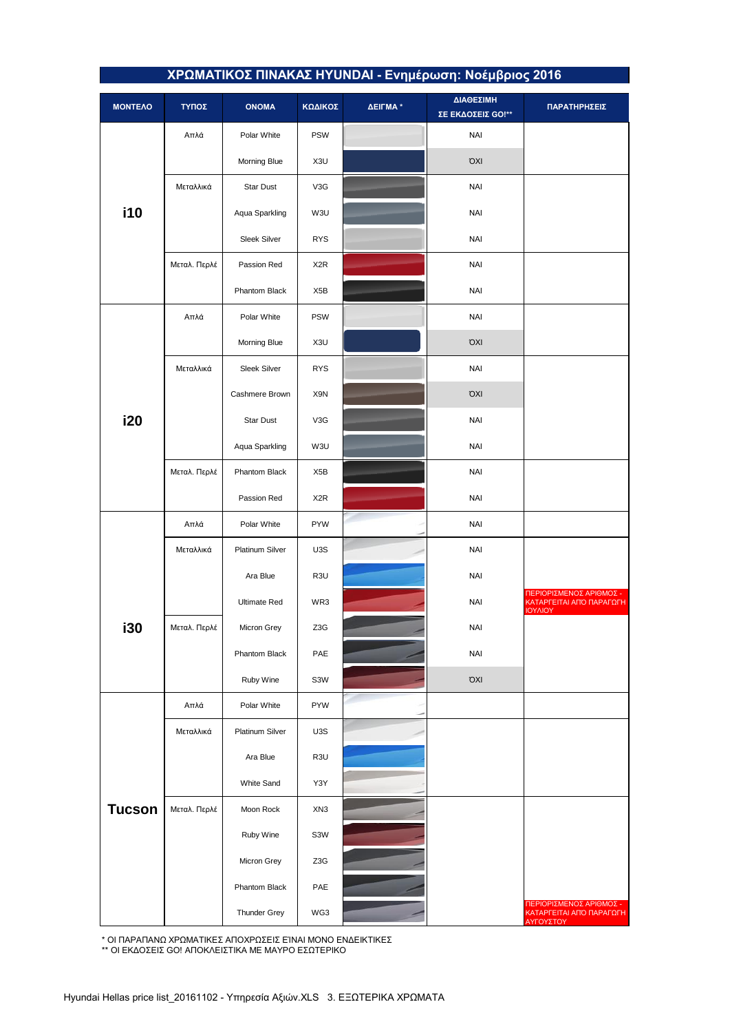# ΧΡΩΜΑΤΙΚΟΣ ΠΙΝΑΚΑΣ HYUNDAI - Ενημέρωση: Νοέμβριος 2016

| ΜΟΝΤΕΛΟ | ΤΥΠΟΣ | ΟΝΟΜΑ | ΚΩΔΙΚΟΣ | ΔΕΙΓΜΑ * | ΔΙΑΘΕΣΙΜΗ ΣΕ ΕΚΔΟΣΕΙΣ GO!** | ΠΑΡΑΤΗΡΗΣΕΙΣ |
|---|---|---|---|---|---|---|
| i10 | Απλά | Polar White | PSW | | ΝΑΙ | |
| | | Morning Blue | X3U | | ΌΧΙ | |
| | Μεταλλικά | Star Dust | V3G | | ΝΑΙ | |
| | | Aqua Sparkling | W3U | | ΝΑΙ | |
| | | Sleek Silver | RYS | | ΝΑΙ | |
| | Μεταλ. Περλέ | Passion Red | X2R | | ΝΑΙ | |
| | | Phantom Black | X5B | | ΝΑΙ | |
| i20 | Απλά | Polar White | PSW | | ΝΑΙ | |
| | | Morning Blue | X3U | | ΌΧΙ | |
| | Μεταλλικά | Sleek Silver | RYS | | ΝΑΙ | |
| | | Cashmere Brown | X9N | | ΌΧΙ | |
| | | Star Dust | V3G | | ΝΑΙ | |
| | | Aqua Sparkling | W3U | | ΝΑΙ | |
| | Μεταλ. Περλέ | Phantom Black | X5B | | ΝΑΙ | |
| | | Passion Red | X2R | | ΝΑΙ | |
| i30 | Απλά | Polar White | PYW | | ΝΑΙ | |
| | Μεταλλικά | Platinum Silver | U3S | | ΝΑΙ | |
| | | Ara Blue | R3U | | ΝΑΙ | |
| | | Ultimate Red | WR3 | | ΝΑΙ | ΠΕΡΙΟΡΙΣΜΕΝΟΣ ΑΡΙΘΜΟΣ - ΚΑΤΑΡΓΕΙΤΑΙ ΑΠΟ ΠΑΡΑΓΩΓΗ ΙΟΥΛΙΟΥ |
| | Μεταλ. Περλέ | Micron Grey | Z3G | | ΝΑΙ | |
| | | Phantom Black | PAE | | ΝΑΙ | |
| | | Ruby Wine | S3W | | ΌΧΙ | |
| Tucson | Απλά | Polar White | PYW | | | |
| | Μεταλλικά | Platinum Silver | U3S | | | |
| | | Ara Blue | R3U | | | |
| | | White Sand | Y3Y | | | |
| | Μεταλ. Περλέ | Moon Rock | XN3 | | | |
| | | Ruby Wine | S3W | | | |
| | | Micron Grey | Z3G | | | |
| | | Phantom Black | PAE | | | |
| | | Thunder Grey | WG3 | | | ΠΕΡΙΟΡΙΣΜΕΝΟΣ ΑΡΙΘΜΟΣ - ΚΑΤΑΡΓΕΙΤΑΙ ΑΠΟ ΠΑΡΑΓΩΓΗ ΑΥΓΟΥΣΤΟΥ |

* ΟΙ ΠΑΡΑΠΑΝΩ ΧΡΩΜΑΤΙΚΕΣ ΑΠΟΧΡΩΣΕΙΣ ΕΙΝΑΙ ΜΟΝΟ ΕΝΔΕΙΚΤΙΚΕΣ
** ΟΙ ΕΚΔΟΣΕΙΣ GO! ΑΠΟΚΛΕΙΣΤΙΚΑ ΜΕ ΜΑΥΡΟ ΕΣΩΤΕΡΙΚΟ